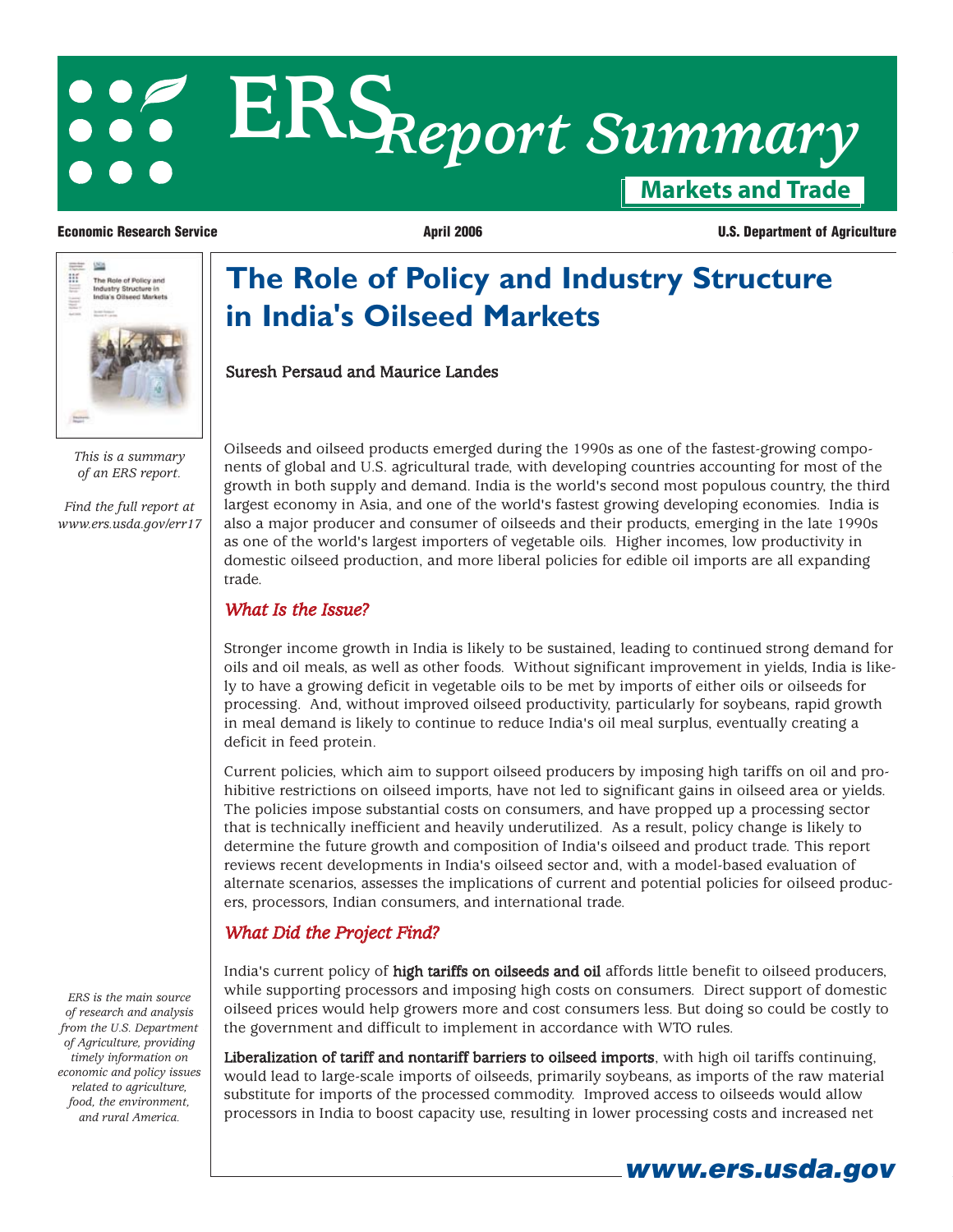# ERS Report Summary

**Markets and Trade**

**Economic Research Service** | **April 2006** | **U.S. Department of Agriculture**

# The Role of Policy and Industry Structure in India's Oilseed Markets

Suresh Persaud and Maurice Landes

*This is a summary of an ERS report.*

*Find the full report at www.ers.usda.gov/err17*

Oilseeds and oilseed products emerged during the 1990s as one of the fastest-growing components of global and U.S. agricultural trade, with developing countries accounting for most of the growth in both supply and demand. India is the world's second most populous country, the third largest economy in Asia, and one of the world's fastest growing developing economies. India is also a major producer and consumer of oilseeds and their products, emerging in the late 1990s as one of the world's largest importers of vegetable oils. Higher incomes, low productivity in domestic oilseed production, and more liberal policies for edible oil imports are all expanding trade.

## *What Is the Issue?*

Stronger income growth in India is likely to be sustained, leading to continued strong demand for oils and oil meals, as well as other foods. Without significant improvement in yields, India is likely to have a growing deficit in vegetable oils to be met by imports of either oils or oilseeds for processing. And, without improved oilseed productivity, particularly for soybeans, rapid growth in meal demand is likely to continue to reduce India's oil meal surplus, eventually creating a deficit in feed protein.

Current policies, which aim to support oilseed producers by imposing high tariffs on oil and prohibitive restrictions on oilseed imports, have not led to significant gains in oilseed area or yields. The policies impose substantial costs on consumers, and have propped up a processing sector that is technically inefficient and heavily underutilized. As a result, policy change is likely to determine the future growth and composition of India's oilseed and product trade. This report reviews recent developments in India's oilseed sector and, with a model-based evaluation of alternate scenarios, assesses the implications of current and potential policies for oilseed producers, processors, Indian consumers, and international trade.

## *What Did the Project Find?*

India's current policy of **high tariffs on oilseeds and oil** affords little benefit to oilseed producers, while supporting processors and imposing high costs on consumers. Direct support of domestic oilseed prices would help growers more and cost consumers less. But doing so could be costly to the government and difficult to implement in accordance with WTO rules.

**Liberalization of tariff and nontariff barriers to oilseed imports**, with high oil tariffs continuing, would lead to large-scale imports of oilseeds, primarily soybeans, as imports of the raw material substitute for imports of the processed commodity. Improved access to oilseeds would allow processors in India to boost capacity use, resulting in lower processing costs and increased net

*ERS is the main source of research and analysis from the U.S. Department of Agriculture, providing timely information on economic and policy issues related to agriculture, food, the environment, and rural America.*

***www.ers.usda.gov***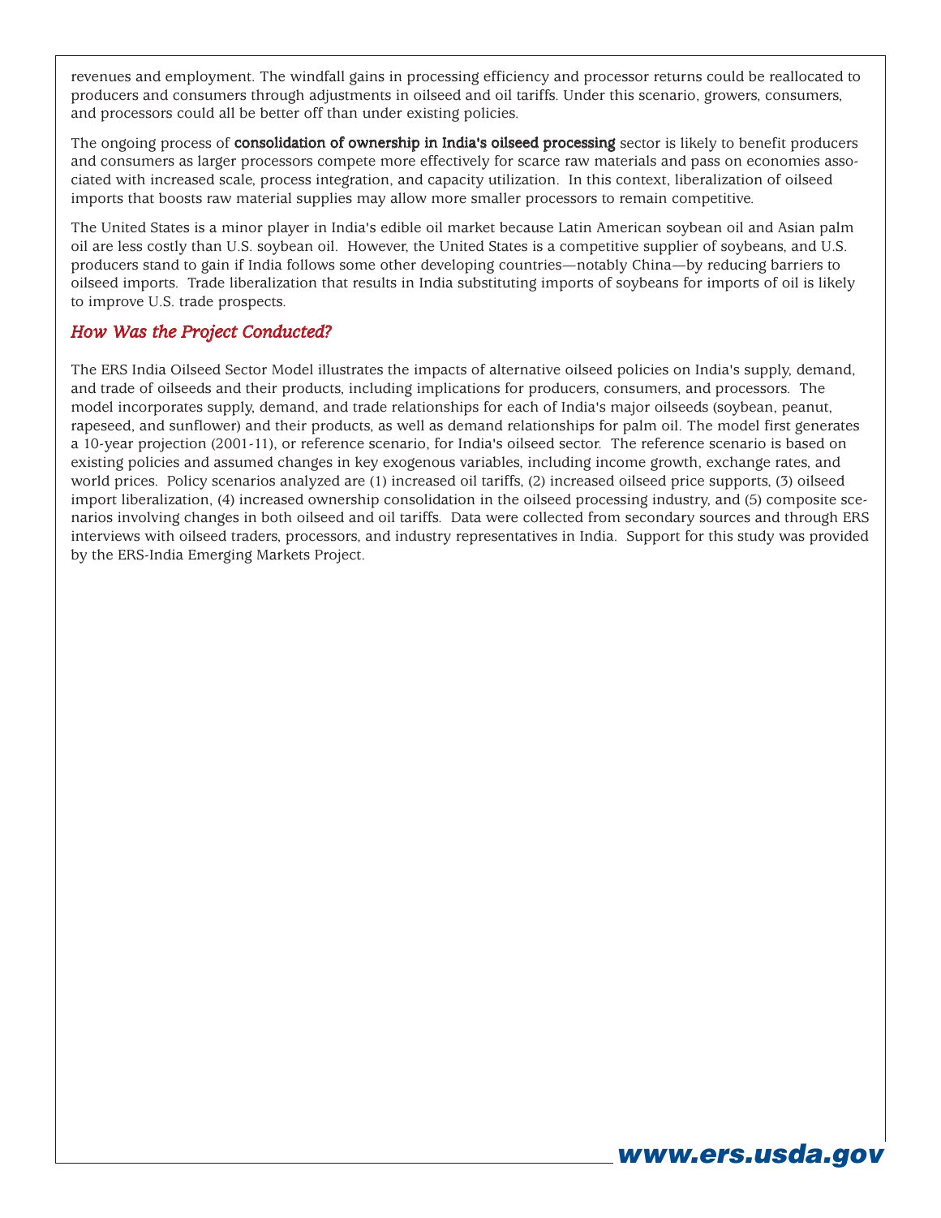revenues and employment. The windfall gains in processing efficiency and processor returns could be reallocated to producers and consumers through adjustments in oilseed and oil tariffs. Under this scenario, growers, consumers, and processors could all be better off than under existing policies.

The ongoing process of **consolidation of ownership in India's oilseed processing** sector is likely to benefit producers and consumers as larger processors compete more effectively for scarce raw materials and pass on economies associated with increased scale, process integration, and capacity utilization. In this context, liberalization of oilseed imports that boosts raw material supplies may allow more smaller processors to remain competitive.

The United States is a minor player in India's edible oil market because Latin American soybean oil and Asian palm oil are less costly than U.S. soybean oil. However, the United States is a competitive supplier of soybeans, and U.S. producers stand to gain if India follows some other developing countries—notably China—by reducing barriers to oilseed imports. Trade liberalization that results in India substituting imports of soybeans for imports of oil is likely to improve U.S. trade prospects.

## *How Was the Project Conducted?*

The ERS India Oilseed Sector Model illustrates the impacts of alternative oilseed policies on India's supply, demand, and trade of oilseeds and their products, including implications for producers, consumers, and processors. The model incorporates supply, demand, and trade relationships for each of India's major oilseeds (soybean, peanut, rapeseed, and sunflower) and their products, as well as demand relationships for palm oil. The model first generates a 10-year projection (2001-11), or reference scenario, for India's oilseed sector. The reference scenario is based on existing policies and assumed changes in key exogenous variables, including income growth, exchange rates, and world prices. Policy scenarios analyzed are (1) increased oil tariffs, (2) increased oilseed price supports, (3) oilseed import liberalization, (4) increased ownership consolidation in the oilseed processing industry, and (5) composite scenarios involving changes in both oilseed and oil tariffs. Data were collected from secondary sources and through ERS interviews with oilseed traders, processors, and industry representatives in India. Support for this study was provided by the ERS-India Emerging Markets Project.

**www.ers.usda.gov**